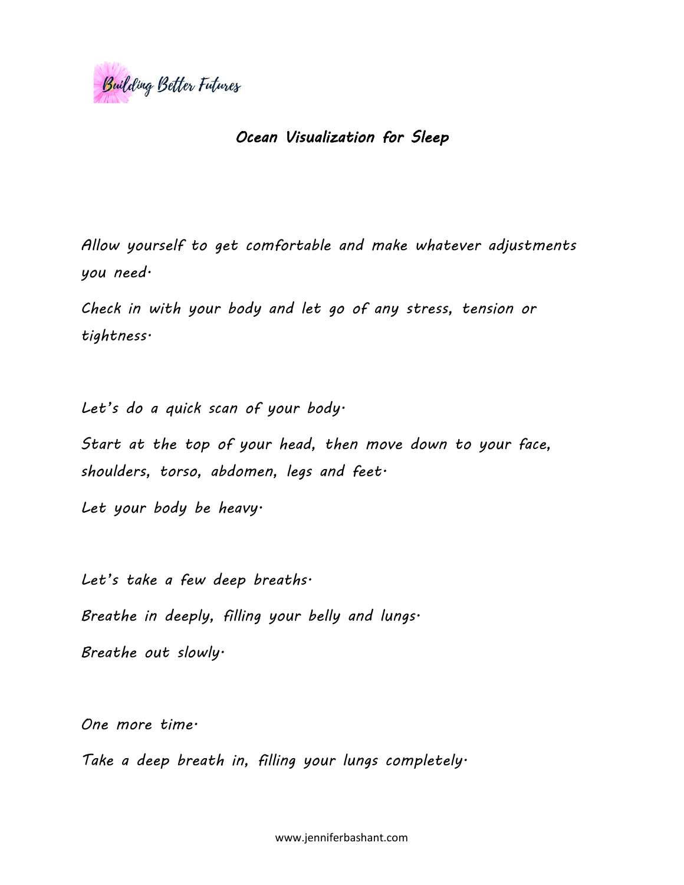Building Better Futures

# *Ocean Visualization for Sleep*

*Allow yourself to get comfortable and make whatever adjustments you need.*

*Check in with your body and let go of any stress, tension or tightness.*

*Let's do a quick scan of your body.*

*Start at the top of your head, then move down to your face, shoulders, torso, abdomen, legs and feet.*

*Let your body be heavy.*

*Let's take a few deep breaths.*

*Breathe in deeply, filling your belly and lungs.*

*Breathe out slowly.*

*One more time.*

*Take a deep breath in, filling your lungs completely.*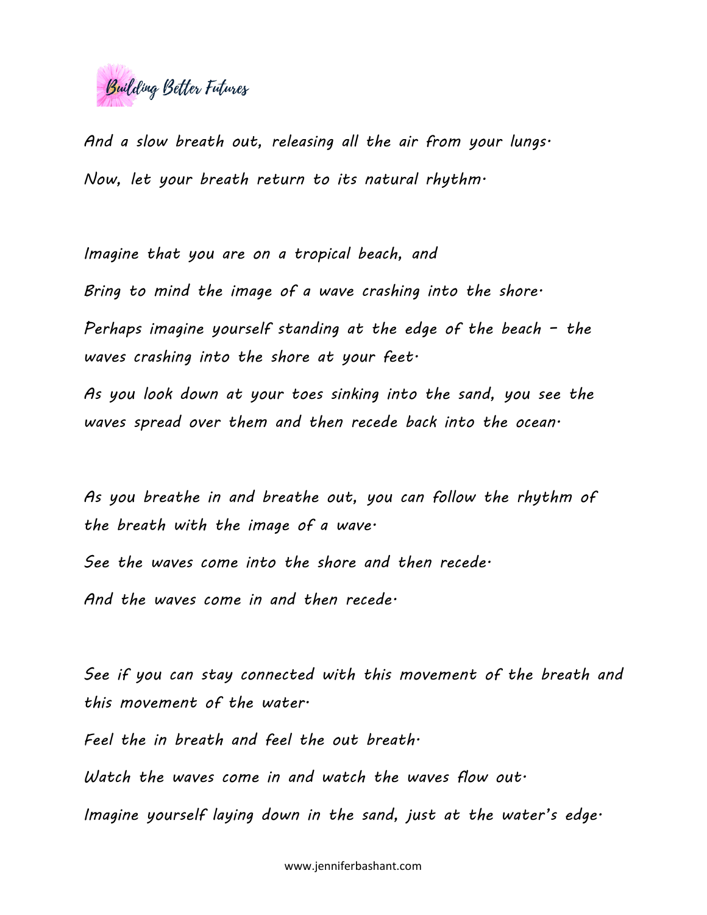*And a slow breath out, releasing all the air from your lungs.*

*Now, let your breath return to its natural rhythm.*

*Imagine that you are on a tropical beach, and*

*Bring to mind the image of a wave crashing into the shore.*

*Perhaps imagine yourself standing at the edge of the beach – the waves crashing into the shore at your feet.*

*As you look down at your toes sinking into the sand, you see the waves spread over them and then recede back into the ocean.*

*As you breathe in and breathe out, you can follow the rhythm of the breath with the image of a wave.*

*See the waves come into the shore and then recede.*

*And the waves come in and then recede.*

*See if you can stay connected with this movement of the breath and this movement of the water.*

*Feel the in breath and feel the out breath.*

*Watch the waves come in and watch the waves flow out.*

*Imagine yourself laying down in the sand, just at the water's edge.*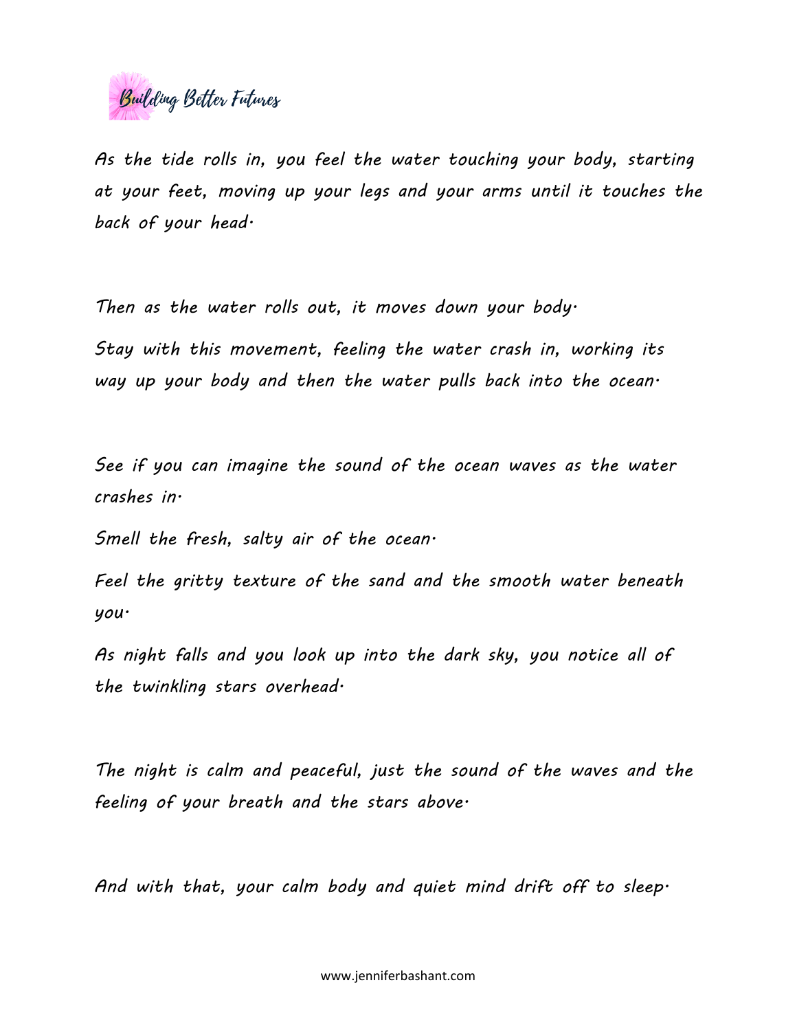As the tide rolls in, you feel the water touching your body, starting at your feet, moving up your legs and your arms until it touches the back of your head.

Then as the water rolls out, it moves down your body.

Stay with this movement, feeling the water crash in, working its way up your body and then the water pulls back into the ocean.

See if you can imagine the sound of the ocean waves as the water crashes in.

Smell the fresh, salty air of the ocean.

Feel the gritty texture of the sand and the smooth water beneath you.

As night falls and you look up into the dark sky, you notice all of the twinkling stars overhead.

The night is calm and peaceful, just the sound of the waves and the feeling of your breath and the stars above.

And with that, your calm body and quiet mind drift off to sleep.